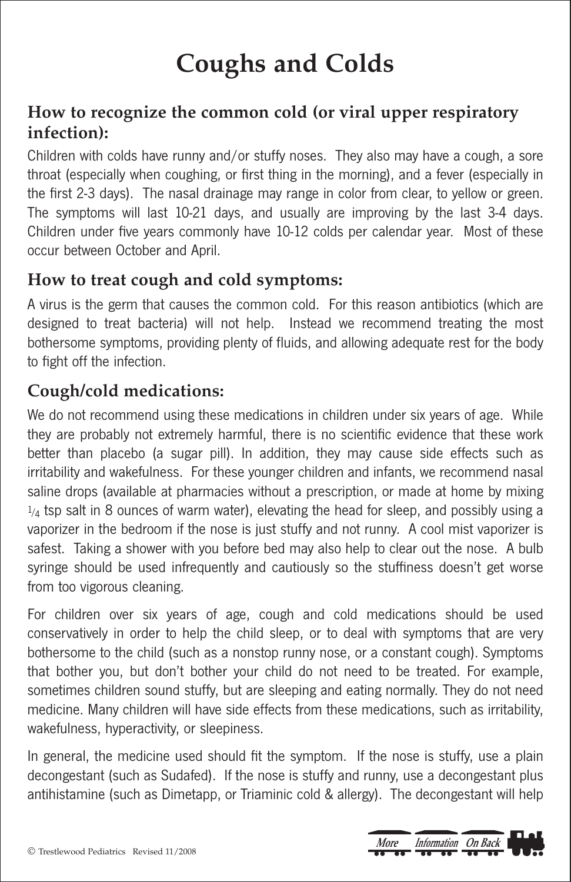# Coughs and Colds

## How to recognize the common cold (or viral upper respiratory infection):

Children with colds have runny and/or stuffy noses. They also may have a cough, a sore throat (especially when coughing, or first thing in the morning), and a fever (especially in the first 2-3 days). The nasal drainage may range in color from clear, to yellow or green. The symptoms will last 10-21 days, and usually are improving by the last 3-4 days. Children under five years commonly have 10-12 colds per calendar year. Most of these occur between October and April.

## How to treat cough and cold symptoms:

A virus is the germ that causes the common cold. For this reason antibiotics (which are designed to treat bacteria) will not help. Instead we recommend treating the most bothersome symptoms, providing plenty of fluids, and allowing adequate rest for the body to fight off the infection.

## Cough/cold medications:

We do not recommend using these medications in children under six years of age. While they are probably not extremely harmful, there is no scientific evidence that these work better than placebo (a sugar pill). In addition, they may cause side effects such as irritability and wakefulness. For these younger children and infants, we recommend nasal saline drops (available at pharmacies without a prescription, or made at home by mixing 1/4 tsp salt in 8 ounces of warm water), elevating the head for sleep, and possibly using a vaporizer in the bedroom if the nose is just stuffy and not runny. A cool mist vaporizer is safest. Taking a shower with you before bed may also help to clear out the nose. A bulb syringe should be used infrequently and cautiously so the stuffiness doesn't get worse from too vigorous cleaning.

For children over six years of age, cough and cold medications should be used conservatively in order to help the child sleep, or to deal with symptoms that are very bothersome to the child (such as a nonstop runny nose, or a constant cough). Symptoms that bother you, but don't bother your child do not need to be treated. For example, sometimes children sound stuffy, but are sleeping and eating normally. They do not need medicine. Many children will have side effects from these medications, such as irritability, wakefulness, hyperactivity, or sleepiness.

In general, the medicine used should fit the symptom. If the nose is stuffy, use a plain decongestant (such as Sudafed). If the nose is stuffy and runny, use a decongestant plus antihistamine (such as Dimetapp, or Triaminic cold & allergy). The decongestant will help

© Trestlewood Pediatrics Revised 11/2008

*More Information On Back*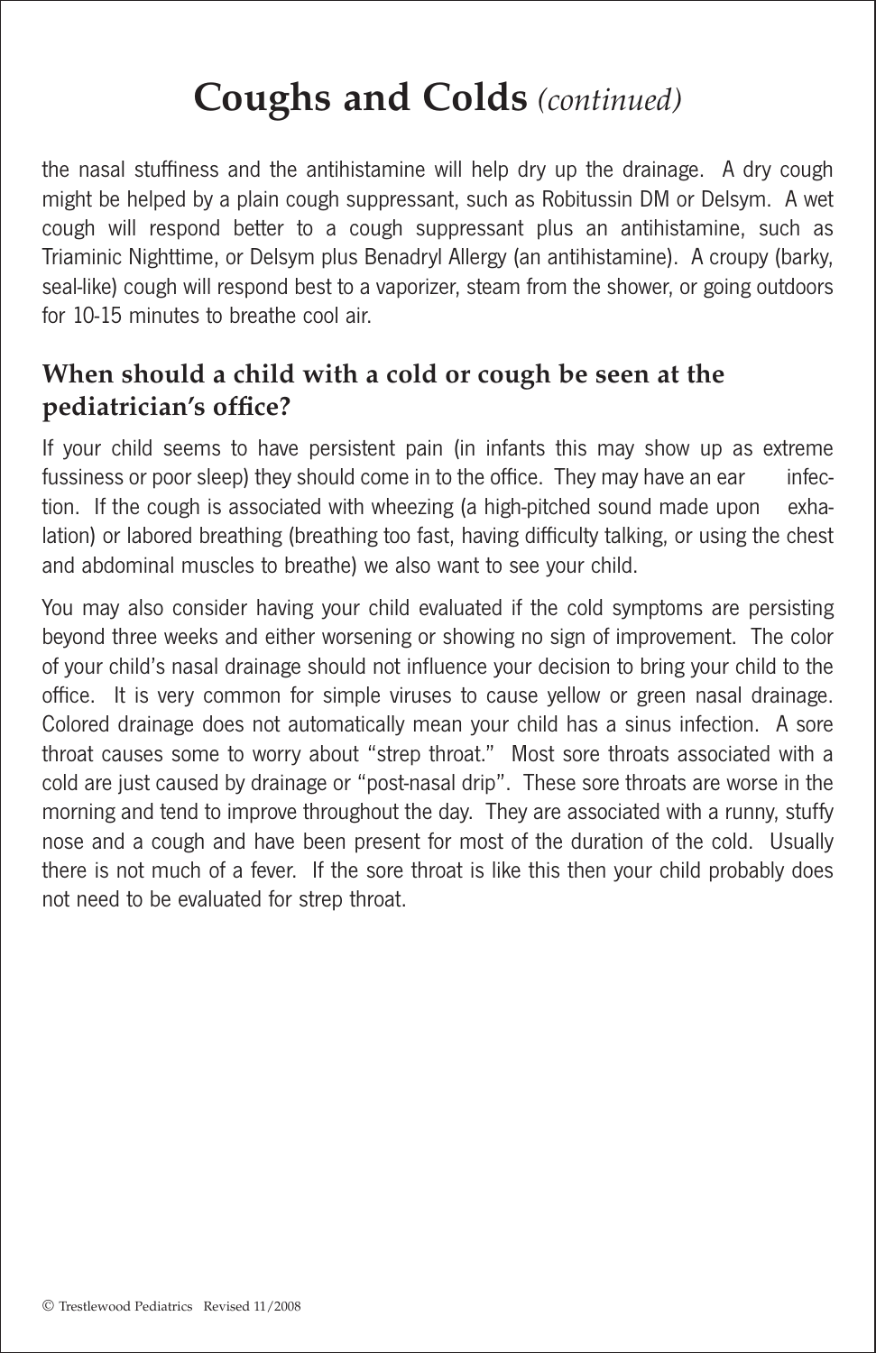# Coughs and Colds *(continued)*

the nasal stuffiness and the antihistamine will help dry up the drainage. A dry cough might be helped by a plain cough suppressant, such as Robitussin DM or Delsym. A wet cough will respond better to a cough suppressant plus an antihistamine, such as Triaminic Nighttime, or Delsym plus Benadryl Allergy (an antihistamine). A croupy (barky, seal-like) cough will respond best to a vaporizer, steam from the shower, or going outdoors for 10-15 minutes to breathe cool air.

## When should a child with a cold or cough be seen at the pediatrician's office?

If your child seems to have persistent pain (in infants this may show up as extreme fussiness or poor sleep) they should come in to the office. They may have an ear infection. If the cough is associated with wheezing (a high-pitched sound made upon exhalation) or labored breathing (breathing too fast, having difficulty talking, or using the chest and abdominal muscles to breathe) we also want to see your child.

You may also consider having your child evaluated if the cold symptoms are persisting beyond three weeks and either worsening or showing no sign of improvement. The color of your child's nasal drainage should not influence your decision to bring your child to the office. It is very common for simple viruses to cause yellow or green nasal drainage. Colored drainage does not automatically mean your child has a sinus infection. A sore throat causes some to worry about "strep throat." Most sore throats associated with a cold are just caused by drainage or "post-nasal drip". These sore throats are worse in the morning and tend to improve throughout the day. They are associated with a runny, stuffy nose and a cough and have been present for most of the duration of the cold. Usually there is not much of a fever. If the sore throat is like this then your child probably does not need to be evaluated for strep throat.

© Trestlewood Pediatrics Revised 11/2008